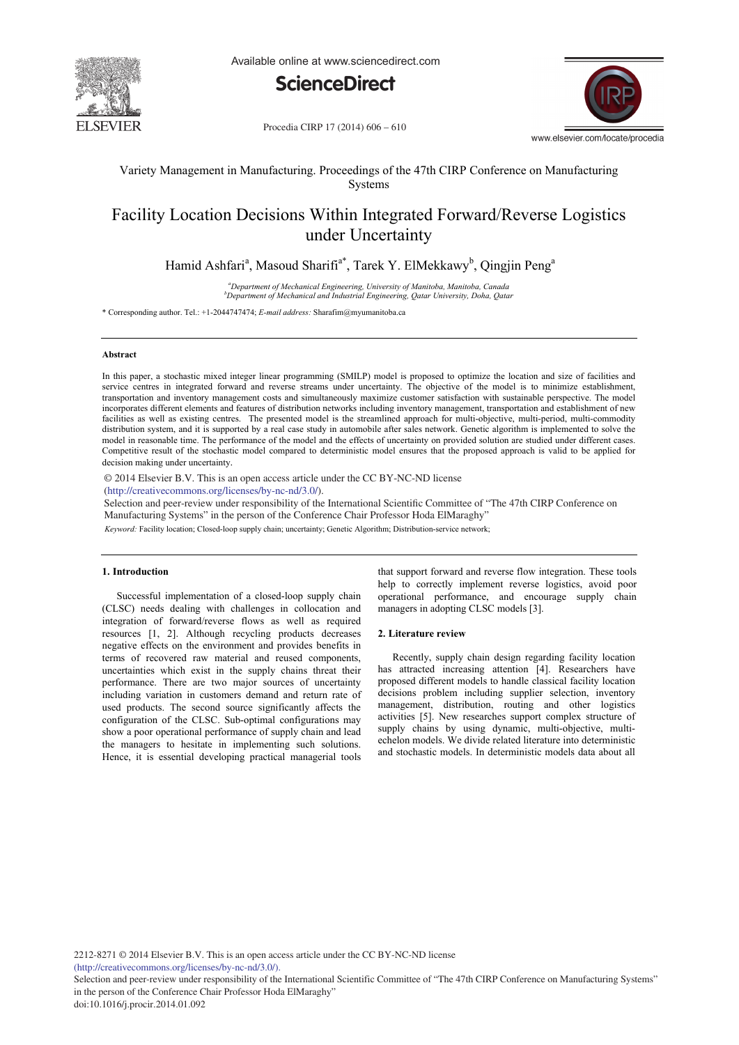Variety Management in Manufacturing. Proceedings of the 47th CIRP Conference on Manufacturing Systems

# Facility Location Decisions Within Integrated Forward/Reverse Logistics under Uncertainty

Hamid Ashfari[a], Masoud Sharifi[a*], Tarek Y. ElMekkawy[b], Qingjin Peng[a]

[a]*Department of Mechanical Engineering, University of Manitoba, Manitoba, Canada*
[b]*Department of Mechanical and Industrial Engineering, Qatar University, Doha, Qatar*

\* Corresponding author. Tel.: +1-2044747474; *E-mail address:* Sharafim@myumanitoba.ca

### Abstract

In this paper, a stochastic mixed integer linear programming (SMILP) model is proposed to optimize the location and size of facilities and service centres in integrated forward and reverse streams under uncertainty. The objective of the model is to minimize establishment, transportation and inventory management costs and simultaneously maximize customer satisfaction with sustainable perspective. The model incorporates different elements and features of distribution networks including inventory management, transportation and establishment of new facilities as well as existing centres. The presented model is the streamlined approach for multi-objective, multi-period, multi-commodity distribution system, and it is supported by a real case study in automobile after sales network. Genetic algorithm is implemented to solve the model in reasonable time. The performance of the model and the effects of uncertainty on provided solution are studied under different cases. Competitive result of the stochastic model compared to deterministic model ensures that the proposed approach is valid to be applied for decision making under uncertainty.

© 2014 Elsevier B.V. This is an open access article under the CC BY-NC-ND license (http://creativecommons.org/licenses/by-nc-nd/3.0/).
Selection and peer-review under responsibility of the International Scientific Committee of "The 47th CIRP Conference on Manufacturing Systems" in the person of the Conference Chair Professor Hoda ElMaraghy"

*Keyword:* Facility location; Closed-loop supply chain; uncertainty; Genetic Algorithm; Distribution-service network;

## 1. Introduction

Successful implementation of a closed-loop supply chain (CLSC) needs dealing with challenges in collocation and integration of forward/reverse flows as well as required resources [1, 2]. Although recycling products decreases negative effects on the environment and provides benefits in terms of recovered raw material and reused components, uncertainties which exist in the supply chains threat their performance. There are two major sources of uncertainty including variation in customers demand and return rate of used products. The second source significantly affects the configuration of the CLSC. Sub-optimal configurations may show a poor operational performance of supply chain and lead the managers to hesitate in implementing such solutions. Hence, it is essential developing practical managerial tools that support forward and reverse flow integration. These tools help to correctly implement reverse logistics, avoid poor operational performance, and encourage supply chain managers in adopting CLSC models [3].

## 2. Literature review

Recently, supply chain design regarding facility location has attracted increasing attention [4]. Researchers have proposed different models to handle classical facility location decisions problem including supplier selection, inventory management, distribution, routing and other logistics activities [5]. New researches support complex structure of supply chains by using dynamic, multi-objective, multi-echelon models. We divide related literature into deterministic and stochastic models. In deterministic models data about all

2212-8271 © 2014 Elsevier B.V. This is an open access article under the CC BY-NC-ND license (http://creativecommons.org/licenses/by-nc-nd/3.0/).
Selection and peer-review under responsibility of the International Scientific Committee of "The 47th CIRP Conference on Manufacturing Systems" in the person of the Conference Chair Professor Hoda ElMaraghy"
doi:10.1016/j.procir.2014.01.092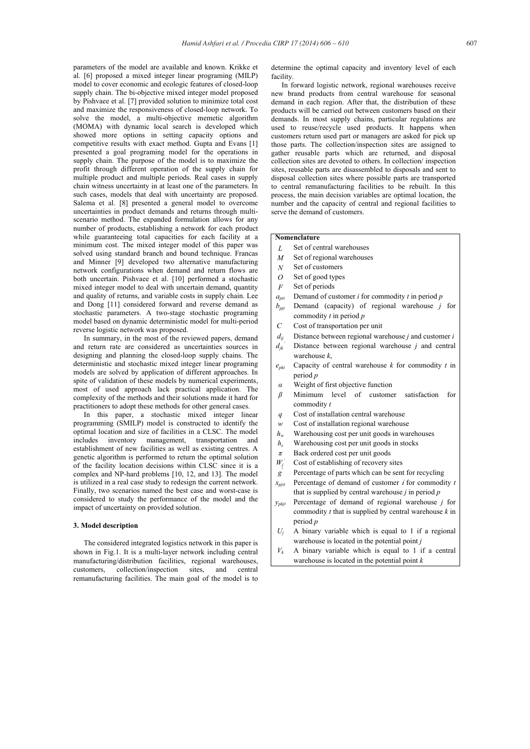parameters of the model are available and known. Krikke et al. [6] proposed a mixed integer linear programing (MILP) model to cover economic and ecologic features of closed-loop supply chain. The bi-objective mixed integer model proposed by Pishvaee et al. [7] provided solution to minimize total cost and maximize the responsiveness of closed-loop network. To solve the model, a multi-objective memetic algorithm (MOMA) with dynamic local search is developed which showed more options in setting capacity options and competitive results with exact method. Gupta and Evans [1] presented a goal programing model for the operations in supply chain. The purpose of the model is to maximize the profit through different operation of the supply chain for multiple product and multiple periods. Real cases in supply chain witness uncertainty in at least one of the parameters. In such cases, models that deal with uncertainty are proposed. Salema et al. [8] presented a general model to overcome uncertainties in product demands and returns through multi-scenario method. The expanded formulation allows for any number of products, establishing a network for each product while guaranteeing total capacities for each facility at a minimum cost. The mixed integer model of this paper was solved using standard branch and bound technique. Francas and Minner [9] developed two alternative manufacturing network configurations when demand and return flows are both uncertain. Pishvaee et al. [10] performed a stochastic mixed integer model to deal with uncertain demand, quantity and quality of returns, and variable costs in supply chain. Lee and Dong [11] considered forward and reverse demand as stochastic parameters. A two-stage stochastic programing model based on dynamic deterministic model for multi-period reverse logistic network was proposed.

In summary, in the most of the reviewed papers, demand and return rate are considered as uncertainties sources in designing and planning the closed-loop supply chains. The deterministic and stochastic mixed integer linear programing models are solved by application of different approaches. In spite of validation of these models by numerical experiments, most of used approach lack practical application. The complexity of the methods and their solutions made it hard for practitioners to adopt these methods for other general cases.

In this paper, a stochastic mixed integer linear programming (SMILP) model is constructed to identify the optimal location and size of facilities in a CLSC. The model includes inventory management, transportation and establishment of new facilities as well as existing centres. A genetic algorithm is performed to return the optimal solution of the facility location decisions within CLSC since it is a complex and NP-hard problems [10, 12, and 13]. The model is utilized in a real case study to redesign the current network. Finally, two scenarios named the best case and worst-case is considered to study the performance of the model and the impact of uncertainty on provided solution.

## 3. Model description

The considered integrated logistics network in this paper is shown in Fig.1. It is a multi-layer network including central manufacturing/distribution facilities, regional warehouses, customers, collection/inspection sites, and central remanufacturing facilities. The main goal of the model is to determine the optimal capacity and inventory level of each facility.

In forward logistic network, regional warehouses receive new brand products from central warehouse for seasonal demand in each region. After that, the distribution of these products will be carried out between customers based on their demands. In most supply chains, particular regulations are used to reuse/recycle used products. It happens when customers return used part or managers are asked for pick up those parts. The collection/inspection sites are assigned to gather reusable parts which are returned, and disposal collection sites are devoted to others. In collection/ inspection sites, reusable parts are disassembled to disposals and sent to disposal collection sites where possible parts are transported to central remanufacturing facilities to be rebuilt. In this process, the main decision variables are optimal location, the number and the capacity of central and regional facilities to serve the demand of customers.

**Nomenclature**

| | |
|---|---|
| $L$ | Set of central warehouses |
| $M$ | Set of regional warehouses |
| $N$ | Set of customers |
| $O$ | Set of good types |
| $F$ | Set of periods |
| $a_{pit}$ | Demand of customer $i$ for commodity $t$ in period $p$ |
| $b_{pjt}$ | Demand (capacity) of regional warehouse $j$ for commodity $t$ in period $p$ |
| $C$ | Cost of transportation per unit |
| $d_{ij}$ | Distance between regional warehouse $j$ and customer $i$ |
| $d_{jk}$ | Distance between regional warehouse $j$ and central warehouse $k$, |
| $e_{pkt}$ | Capacity of central warehouse $k$ for commodity $t$ in period $p$ |
| $\alpha$ | Weight of first objective function |
| $\beta$ | Minimum level of customer satisfaction for commodity $t$ |
| $q$ | Cost of installation central warehouse |
| $w$ | Cost of installation regional warehouse |
| $h_w$ | Warehousing cost per unit goods in warehouses |
| $h_s$ | Warehousing cost per unit goods in stocks |
| $\pi$ | Back ordered cost per unit goods |
| $W_j^{'}$ | Cost of establishing of recovery sites |
| $g^{'}$ | Percentage of parts which can be sent for recycling |
| $x_{pjit}$ | Percentage of demand of customer $i$ for commodity $t$ that is supplied by central warehouse $j$ in period $p$ |
| $y_{pkjt}$ | Percentage of demand of regional warehouse $j$ for commodity $t$ that is supplied by central warehouse $k$ in period $p$ |
| $U_j$ | A binary variable which is equal to 1 if a regional warehouse is located in the potential point $j$ |
| $V_k$ | A binary variable which is equal to 1 if a central warehouse is located in the potential point $k$ |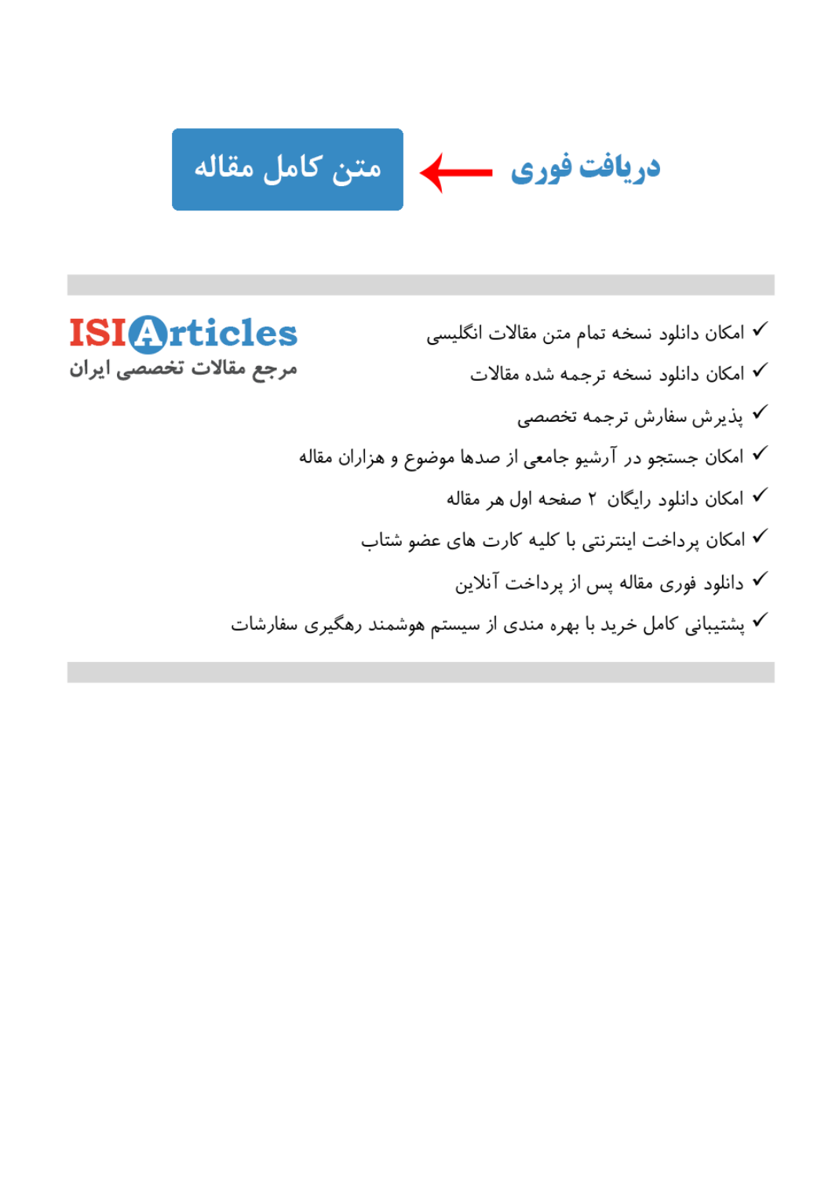**دریافت فوری** ← **متن کامل مقاله**

---

**ISIArticles**
**مرجع مقالات تخصصی ایران**

- ✓ امکان دانلود نسخه تمام متن مقالات انگلیسی
- ✓ امکان دانلود نسخه ترجمه شده مقالات
- ✓ پذیرش سفارش ترجمه تخصصی
- ✓ امکان جستجو در آرشیو جامعی از صدها موضوع و هزاران مقاله
- ✓ امکان دانلود رایگان ۲ صفحه اول هر مقاله
- ✓ امکان پرداخت اینترنتی با کلیه کارت های عضو شتاب
- ✓ دانلود فوری مقاله پس از پرداخت آنلاین
- ✓ پشتیبانی کامل خرید با بهره مندی از سیستم هوشمند رهگیری سفارشات

---